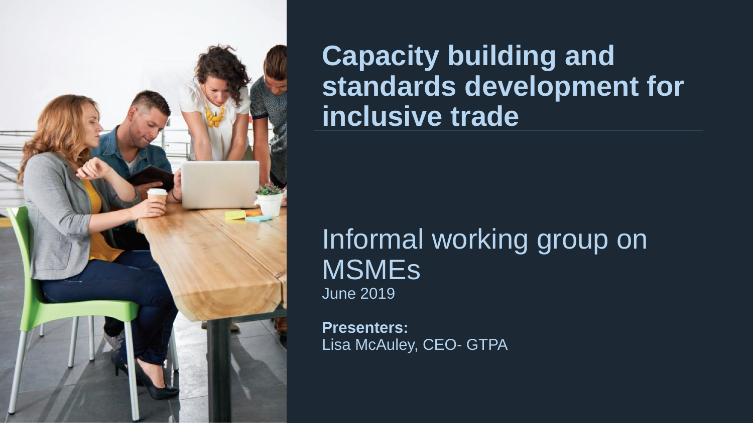# Capacity building and standards development for inclusive trade

## Informal working group on MSMEs

June 2019

**Presenters:**
Lisa McAuley, CEO- GTPA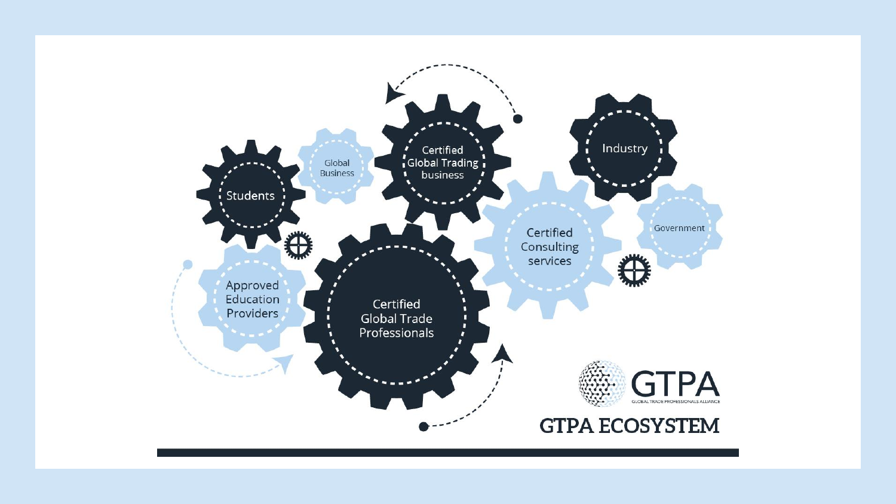Students

Global Business

Certified Global Trading business

Industry

Government

Certified Consulting services

Approved Education Providers

Certified Global Trade Professionals

GTPA

GLOBAL TRADE PROFESSIONALS ALLIANCE

GTPA ECOSYSTEM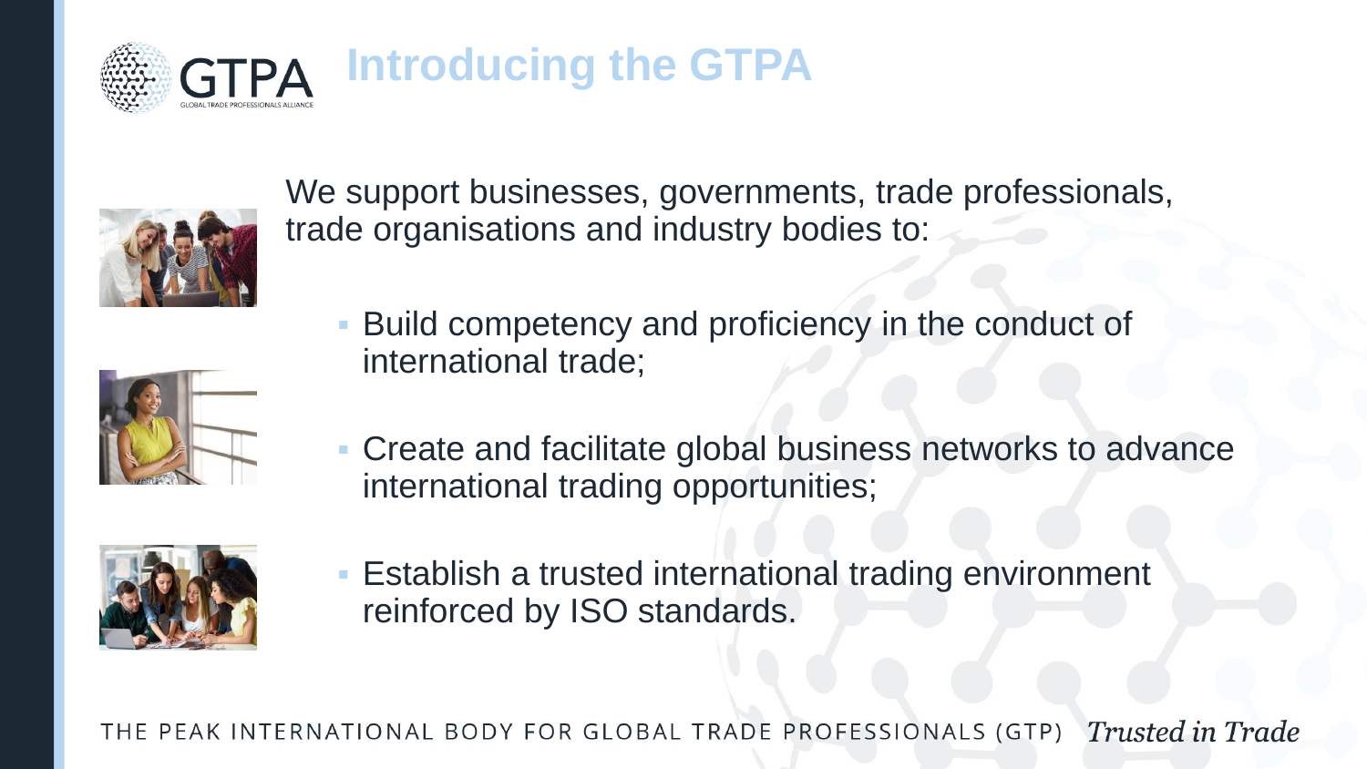# Introducing the GTPA

We support businesses, governments, trade professionals, trade organisations and industry bodies to:

- Build competency and proficiency in the conduct of international trade;
- Create and facilitate global business networks to advance international trading opportunities;
- Establish a trusted international trading environment reinforced by ISO standards.

THE PEAK INTERNATIONAL BODY FOR GLOBAL TRADE PROFESSIONALS (GTP) *Trusted in Trade*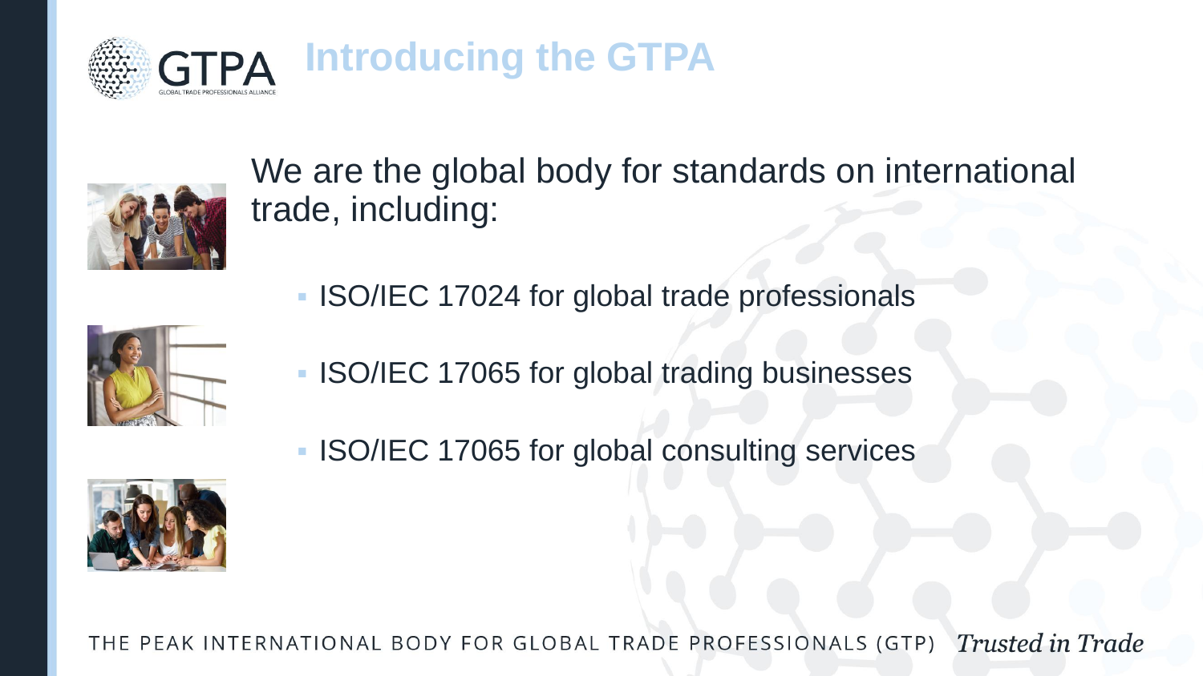# Introducing the GTPA

We are the global body for standards on international trade, including:

- ISO/IEC 17024 for global trade professionals
- ISO/IEC 17065 for global trading businesses
- ISO/IEC 17065 for global consulting services

THE PEAK INTERNATIONAL BODY FOR GLOBAL TRADE PROFESSIONALS (GTP) *Trusted in Trade*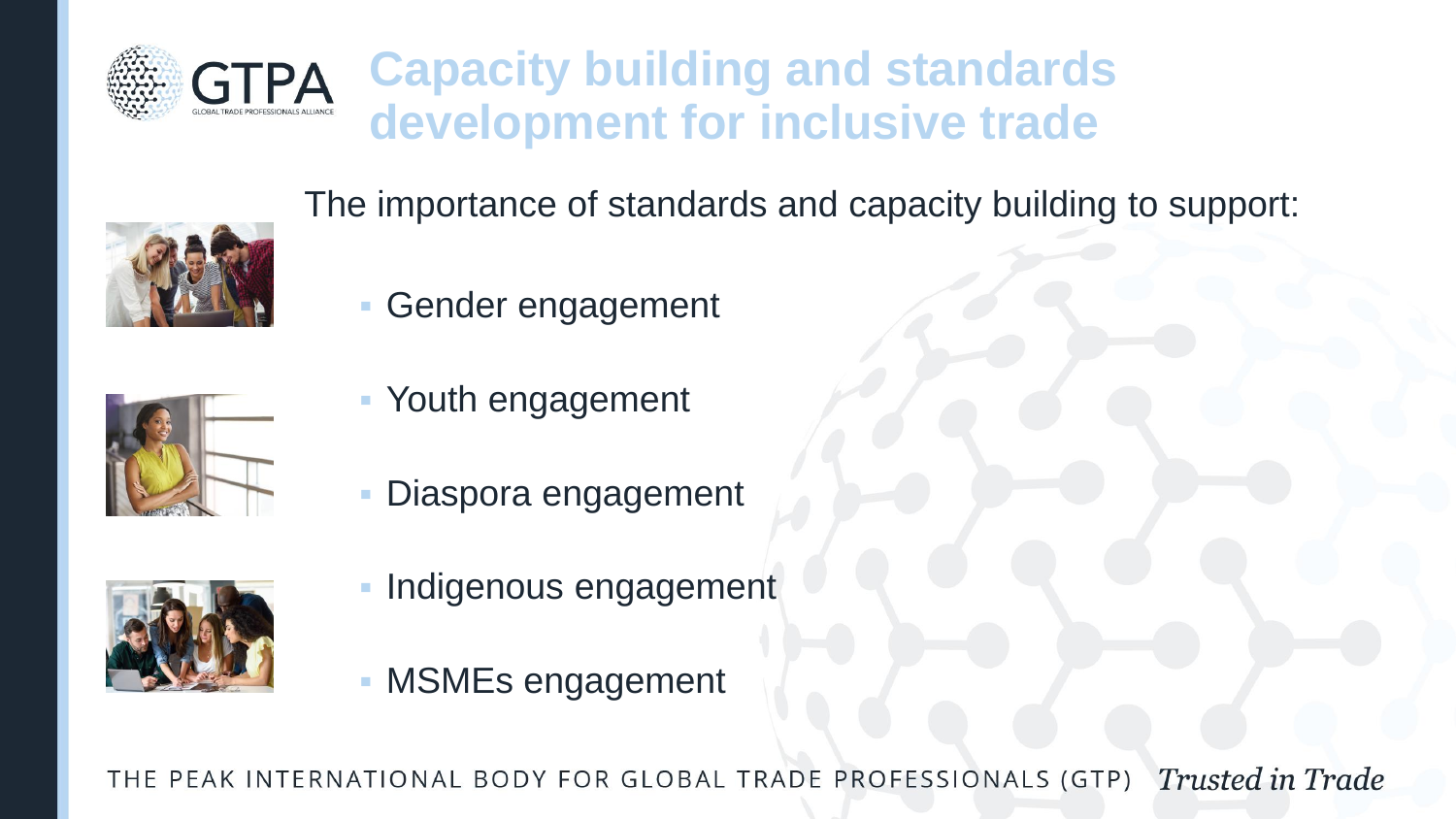# Capacity building and standards development for inclusive trade

The importance of standards and capacity building to support:

- Gender engagement
- Youth engagement
- Diaspora engagement
- Indigenous engagement
- MSMEs engagement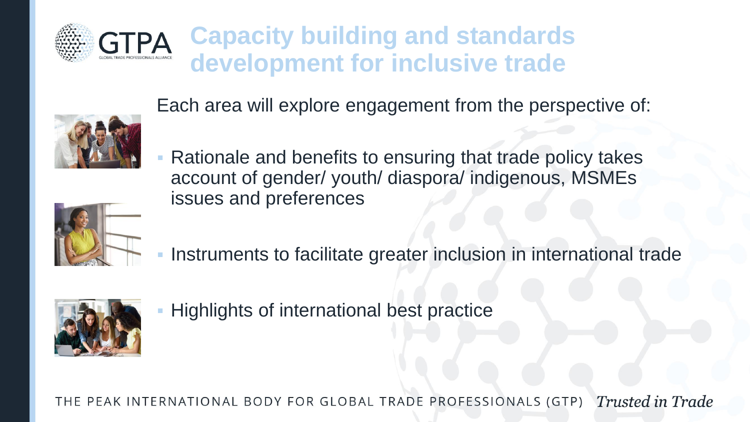# Capacity building and standards development for inclusive trade

Each area will explore engagement from the perspective of:

- Rationale and benefits to ensuring that trade policy takes account of gender/ youth/ diaspora/ indigenous, MSMEs issues and preferences
- Instruments to facilitate greater inclusion in international trade
- Highlights of international best practice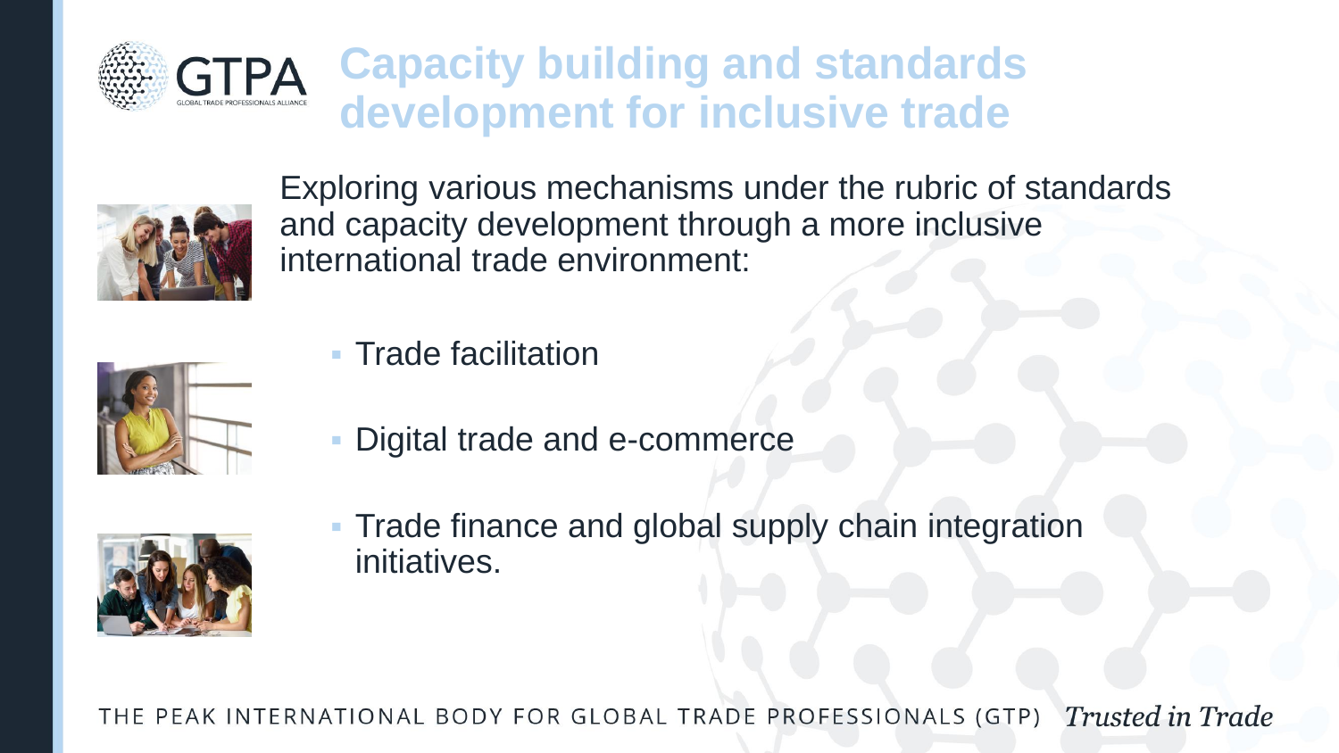# Capacity building and standards development for inclusive trade

Exploring various mechanisms under the rubric of standards and capacity development through a more inclusive international trade environment:

- Trade facilitation
- Digital trade and e-commerce
- Trade finance and global supply chain integration initiatives.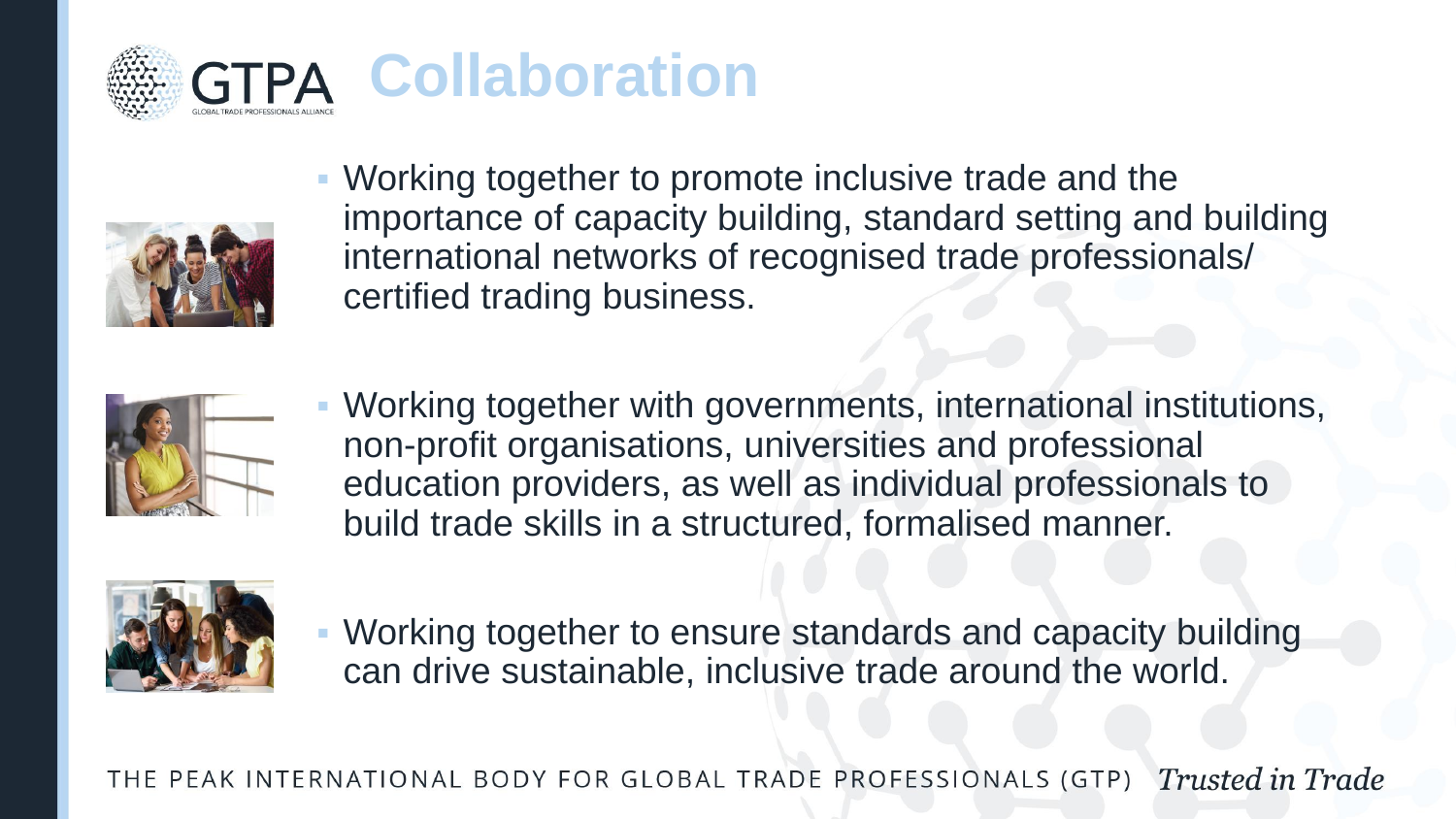# Collaboration

- Working together to promote inclusive trade and the importance of capacity building, standard setting and building international networks of recognised trade professionals/ certified trading business.
- Working together with governments, international institutions, non-profit organisations, universities and professional education providers, as well as individual professionals to build trade skills in a structured, formalised manner.
- Working together to ensure standards and capacity building can drive sustainable, inclusive trade around the world.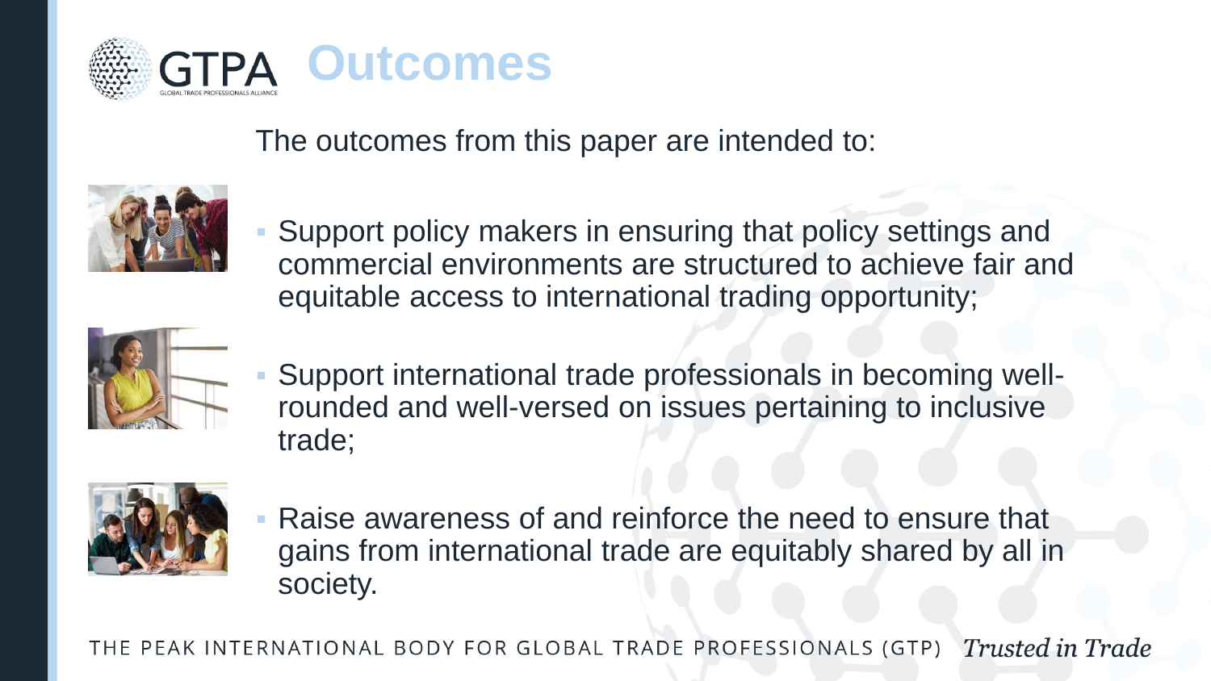# Outcomes

The outcomes from this paper are intended to:

- Support policy makers in ensuring that policy settings and commercial environments are structured to achieve fair and equitable access to international trading opportunity;
- Support international trade professionals in becoming well-rounded and well-versed on issues pertaining to inclusive trade;
- Raise awareness of and reinforce the need to ensure that gains from international trade are equitably shared by all in society.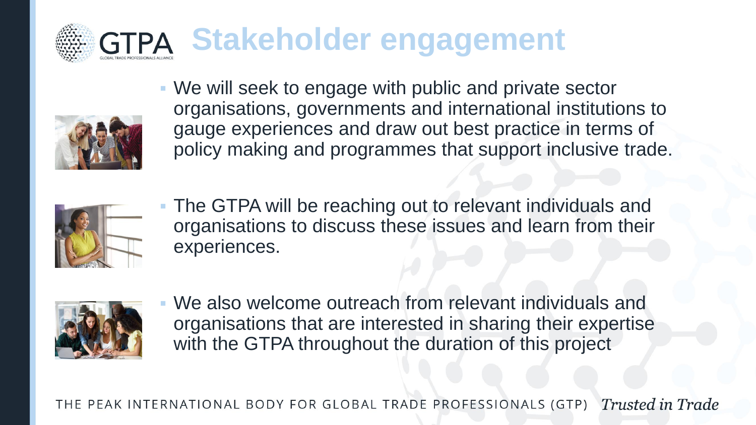# Stakeholder engagement

- We will seek to engage with public and private sector organisations, governments and international institutions to gauge experiences and draw out best practice in terms of policy making and programmes that support inclusive trade.
- The GTPA will be reaching out to relevant individuals and organisations to discuss these issues and learn from their experiences.
- We also welcome outreach from relevant individuals and organisations that are interested in sharing their expertise with the GTPA throughout the duration of this project